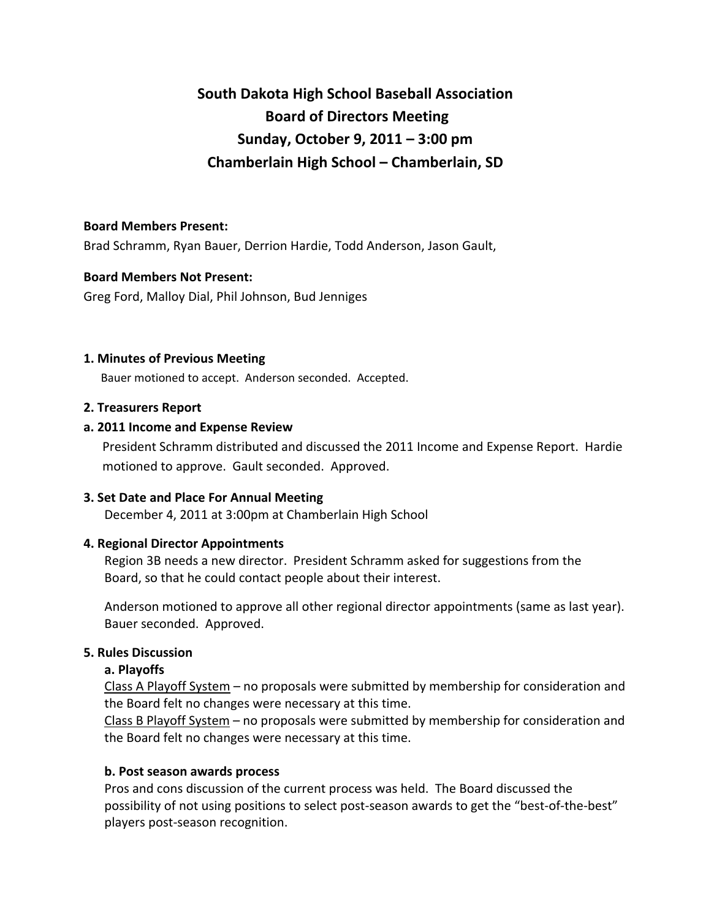# South Dakota High School Baseball Association
# Board of Directors Meeting
# Sunday, October 9, 2011 – 3:00 pm
# Chamberlain High School – Chamberlain, SD

**Board Members Present:**

Brad Schramm, Ryan Bauer, Derrion Hardie, Todd Anderson, Jason Gault,

**Board Members Not Present:**

Greg Ford, Malloy Dial, Phil Johnson, Bud Jenniges

### 1. Minutes of Previous Meeting

Bauer motioned to accept. Anderson seconded. Accepted.

### 2. Treasurers Report

#### a. 2011 Income and Expense Review

President Schramm distributed and discussed the 2011 Income and Expense Report. Hardie motioned to approve. Gault seconded. Approved.

### 3. Set Date and Place For Annual Meeting

December 4, 2011 at 3:00pm at Chamberlain High School

### 4. Regional Director Appointments

Region 3B needs a new director. President Schramm asked for suggestions from the Board, so that he could contact people about their interest.

Anderson motioned to approve all other regional director appointments (same as last year). Bauer seconded. Approved.

### 5. Rules Discussion

#### a. Playoffs

<u>Class A Playoff System</u> – no proposals were submitted by membership for consideration and the Board felt no changes were necessary at this time.

<u>Class B Playoff System</u> – no proposals were submitted by membership for consideration and the Board felt no changes were necessary at this time.

#### b. Post season awards process

Pros and cons discussion of the current process was held. The Board discussed the possibility of not using positions to select post-season awards to get the "best-of-the-best" players post-season recognition.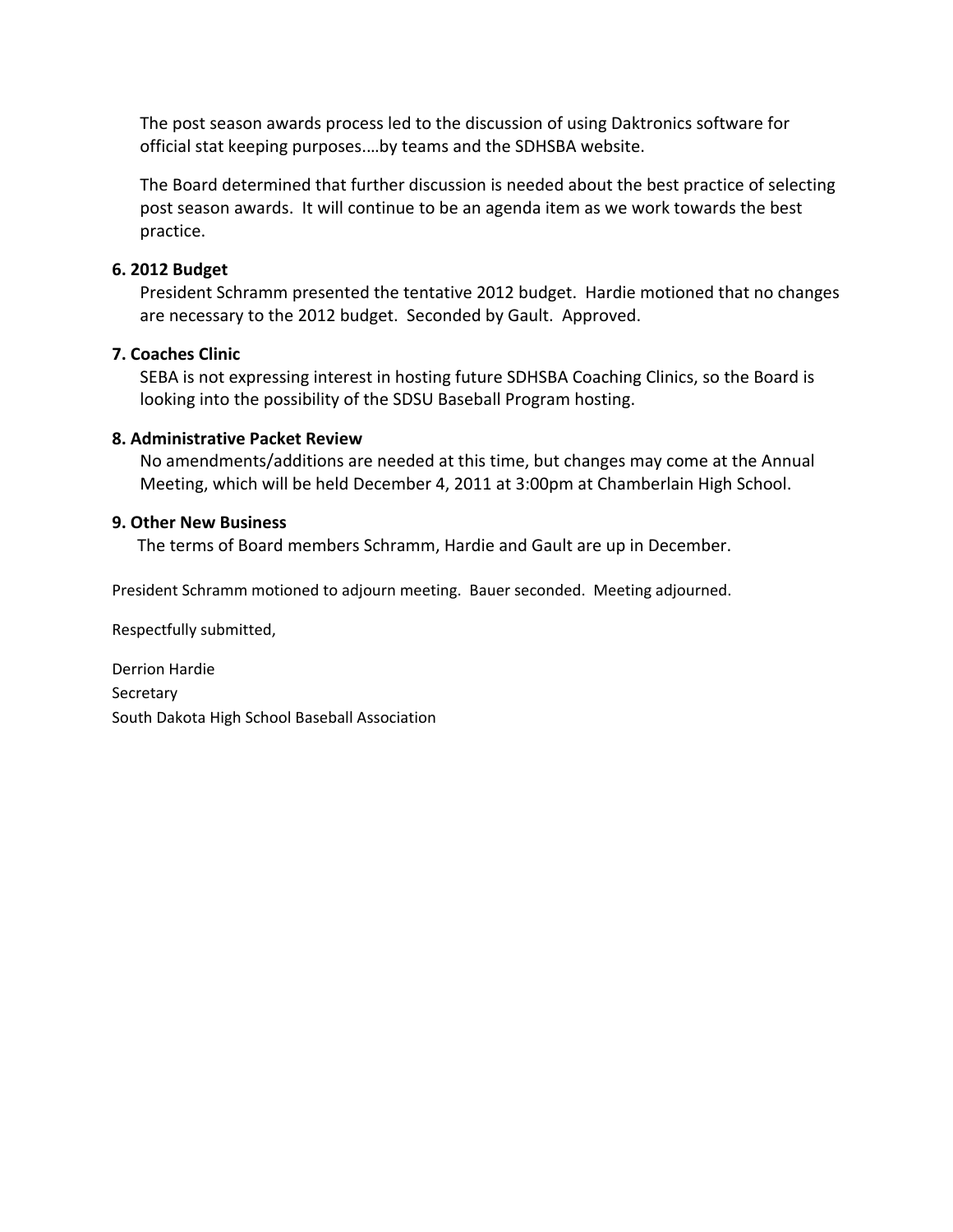The post season awards process led to the discussion of using Daktronics software for official stat keeping purposes.…by teams and the SDHSBA website.

The Board determined that further discussion is needed about the best practice of selecting post season awards. It will continue to be an agenda item as we work towards the best practice.

**6. 2012 Budget**

President Schramm presented the tentative 2012 budget. Hardie motioned that no changes are necessary to the 2012 budget. Seconded by Gault. Approved.

**7. Coaches Clinic**

SEBA is not expressing interest in hosting future SDHSBA Coaching Clinics, so the Board is looking into the possibility of the SDSU Baseball Program hosting.

**8. Administrative Packet Review**

No amendments/additions are needed at this time, but changes may come at the Annual Meeting, which will be held December 4, 2011 at 3:00pm at Chamberlain High School.

**9. Other New Business**

The terms of Board members Schramm, Hardie and Gault are up in December.

President Schramm motioned to adjourn meeting. Bauer seconded. Meeting adjourned.

Respectfully submitted,

Derrion Hardie
Secretary
South Dakota High School Baseball Association